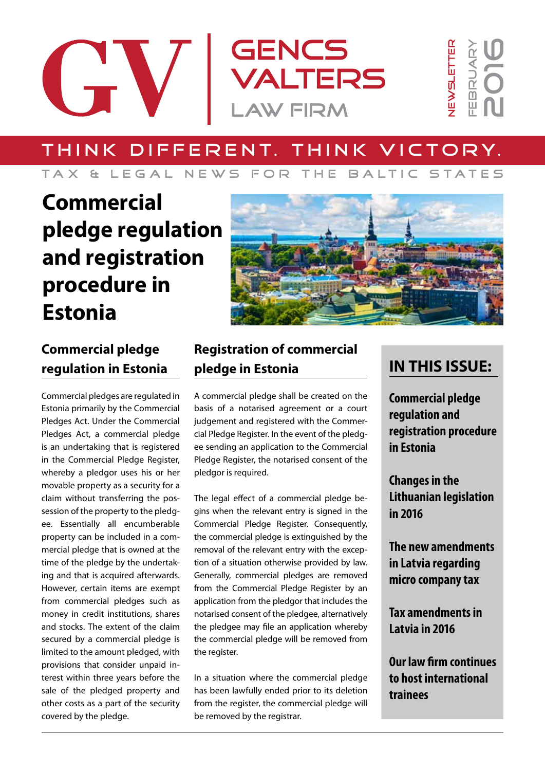# GENCS VALTERS LAW FIRM

NEWSLETTER FEBRUARY 2016

THINK DIFFERENT. THINK VICTORY.

TAX & LEGAL NEWS FOR THE BALTIC STATES

# Commercial pledge regulation and registration procedure in Estonia

## Commercial pledge regulation in Estonia

Commercial pledges are regulated in Estonia primarily by the Commercial Pledges Act. Under the Commercial Pledges Act, a commercial pledge is an undertaking that is registered in the Commercial Pledge Register, whereby a pledgor uses his or her movable property as a security for a claim without transferring the possession of the property to the pledgee. Essentially all encumberable property can be included in a commercial pledge that is owned at the time of the pledge by the undertaking and that is acquired afterwards. However, certain items are exempt from commercial pledges such as money in credit institutions, shares and stocks. The extent of the claim secured by a commercial pledge is limited to the amount pledged, with provisions that consider unpaid interest within three years before the sale of the pledged property and other costs as a part of the security covered by the pledge.

## Registration of commercial pledge in Estonia

A commercial pledge shall be created on the basis of a notarised agreement or a court judgement and registered with the Commercial Pledge Register. In the event of the pledgee sending an application to the Commercial Pledge Register, the notarised consent of the pledgor is required.

The legal effect of a commercial pledge begins when the relevant entry is signed in the Commercial Pledge Register. Consequently, the commercial pledge is extinguished by the removal of the relevant entry with the exception of a situation otherwise provided by law. Generally, commercial pledges are removed from the Commercial Pledge Register by an application from the pledgor that includes the notarised consent of the pledgee, alternatively the pledgee may file an application whereby the commercial pledge will be removed from the register.

In a situation where the commercial pledge has been lawfully ended prior to its deletion from the register, the commercial pledge will be removed by the registrar.

## IN THIS ISSUE:

**Commercial pledge regulation and registration procedure in Estonia**

**Changes in the Lithuanian legislation in 2016**

**The new amendments in Latvia regarding micro company tax**

**Tax amendments in Latvia in 2016**

**Our law firm continues to host international trainees**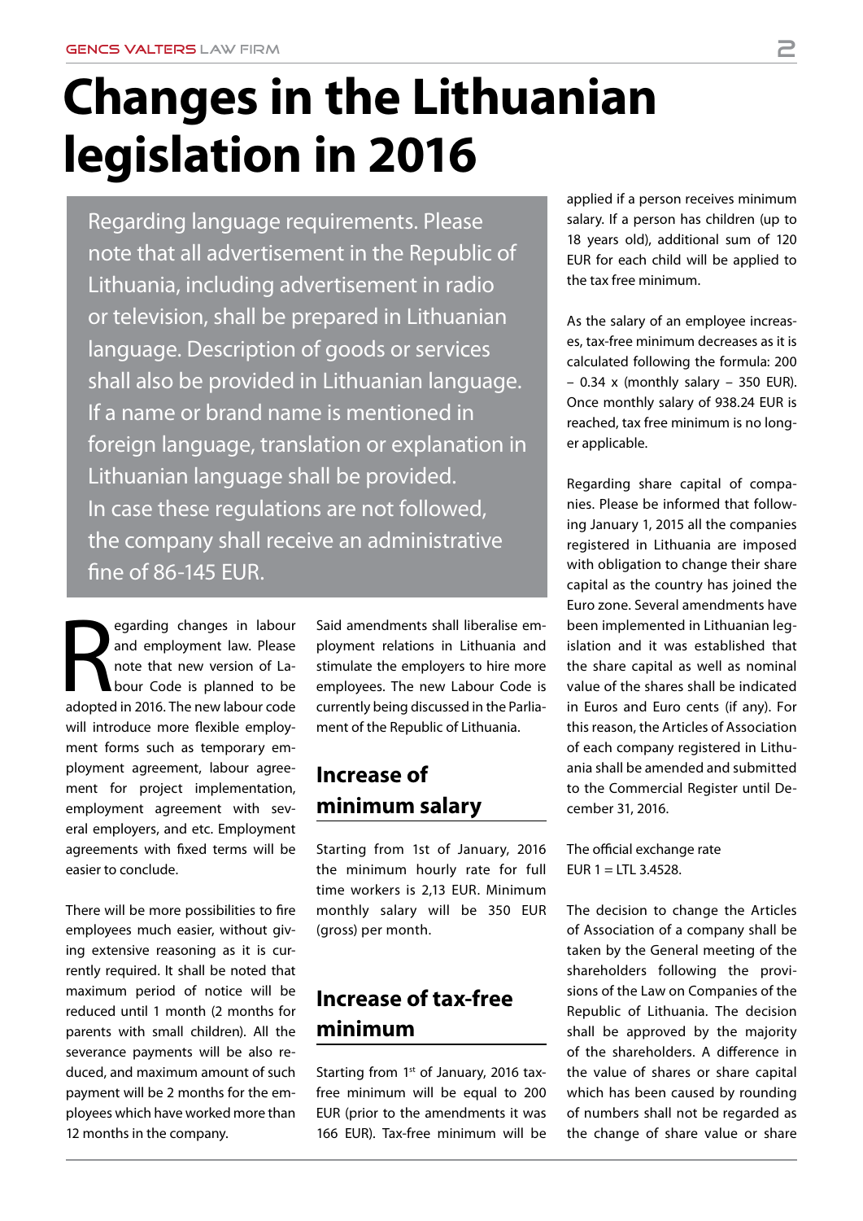# Changes in the Lithuanian legislation in 2016

Regarding language requirements. Please note that all advertisement in the Republic of Lithuania, including advertisement in radio or television, shall be prepared in Lithuanian language. Description of goods or services shall also be provided in Lithuanian language. If a name or brand name is mentioned in foreign language, translation or explanation in Lithuanian language shall be provided. In case these regulations are not followed, the company shall receive an administrative fine of 86-145 EUR.

Regarding changes in labour and employment law. Please note that new version of Labour Code is planned to be adopted in 2016. The new labour code will introduce more flexible employment forms such as temporary employment agreement, labour agreement for project implementation, employment agreement with several employers, and etc. Employment agreements with fixed terms will be easier to conclude.

There will be more possibilities to fire employees much easier, without giving extensive reasoning as it is currently required. It shall be noted that maximum period of notice will be reduced until 1 month (2 months for parents with small children). All the severance payments will be also reduced, and maximum amount of such payment will be 2 months for the employees which have worked more than 12 months in the company.

Said amendments shall liberalise employment relations in Lithuania and stimulate the employers to hire more employees. The new Labour Code is currently being discussed in the Parliament of the Republic of Lithuania.

## Increase of minimum salary

Starting from 1st of January, 2016 the minimum hourly rate for full time workers is 2,13 EUR. Minimum monthly salary will be 350 EUR (gross) per month.

## Increase of tax-free minimum

Starting from 1st of January, 2016 tax-free minimum will be equal to 200 EUR (prior to the amendments it was 166 EUR). Tax-free minimum will be applied if a person receives minimum salary. If a person has children (up to 18 years old), additional sum of 120 EUR for each child will be applied to the tax free minimum.

As the salary of an employee increases, tax-free minimum decreases as it is calculated following the formula: 200 – 0.34 x (monthly salary – 350 EUR). Once monthly salary of 938.24 EUR is reached, tax free minimum is no longer applicable.

Regarding share capital of companies. Please be informed that following January 1, 2015 all the companies registered in Lithuania are imposed with obligation to change their share capital as the country has joined the Euro zone. Several amendments have been implemented in Lithuanian legislation and it was established that the share capital as well as nominal value of the shares shall be indicated in Euros and Euro cents (if any). For this reason, the Articles of Association of each company registered in Lithuania shall be amended and submitted to the Commercial Register until December 31, 2016.

The official exchange rate
EUR 1 = LTL 3.4528.

The decision to change the Articles of Association of a company shall be taken by the General meeting of the shareholders following the provisions of the Law on Companies of the Republic of Lithuania. The decision shall be approved by the majority of the shareholders. A difference in the value of shares or share capital which has been caused by rounding of numbers shall not be regarded as the change of share value or share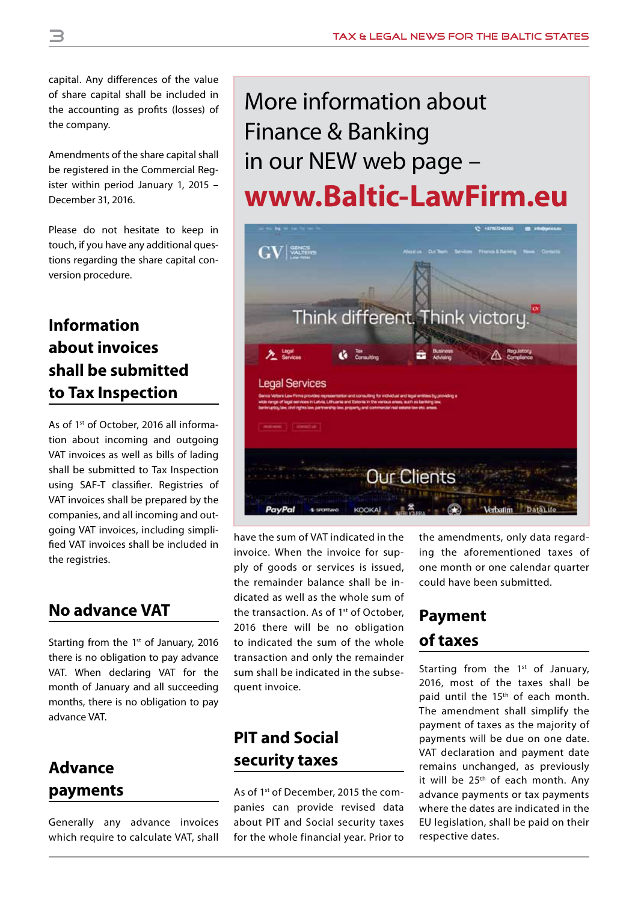capital. Any differences of the value of share capital shall be included in the accounting as profits (losses) of the company.

Amendments of the share capital shall be registered in the Commercial Register within period January 1, 2015 – December 31, 2016.

Please do not hesitate to keep in touch, if you have any additional questions regarding the share capital conversion procedure.

## Information about invoices shall be submitted to Tax Inspection

As of 1st of October, 2016 all information about incoming and outgoing VAT invoices as well as bills of lading shall be submitted to Tax Inspection using SAF-T classifier. Registries of VAT invoices shall be prepared by the companies, and all incoming and outgoing VAT invoices, including simplified VAT invoices shall be included in the registries.

## No advance VAT

Starting from the 1st of January, 2016 there is no obligation to pay advance VAT. When declaring VAT for the month of January and all succeeding months, there is no obligation to pay advance VAT.

## Advance payments

Generally any advance invoices which require to calculate VAT, shall have the sum of VAT indicated in the invoice. When the invoice for supply of goods or services is issued, the remainder balance shall be indicated as well as the whole sum of the transaction. As of 1st of October, 2016 there will be no obligation to indicated the whole transaction and only the remainder sum shall be indicated in the subsequent invoice.

## PIT and Social security taxes

As of 1st of December, 2015 the companies can provide revised data about PIT and Social security taxes for the whole financial year. Prior to the amendments, only data regarding the aforementioned taxes of one month or one calendar quarter could have been submitted.

## Payment of taxes

Starting from the 1st of January, 2016, most of the taxes shall be paid until the 15th of each month. The amendment shall simplify the payment of taxes as the majority of payments will be due on one date. VAT declaration and payment date remains unchanged, as previously it will be 25th of each month. Any advance payments or tax payments where the dates are indicated in the EU legislation, shall be paid on their respective dates.

More information about Finance & Banking in our NEW web page – **www.Baltic-LawFirm.eu**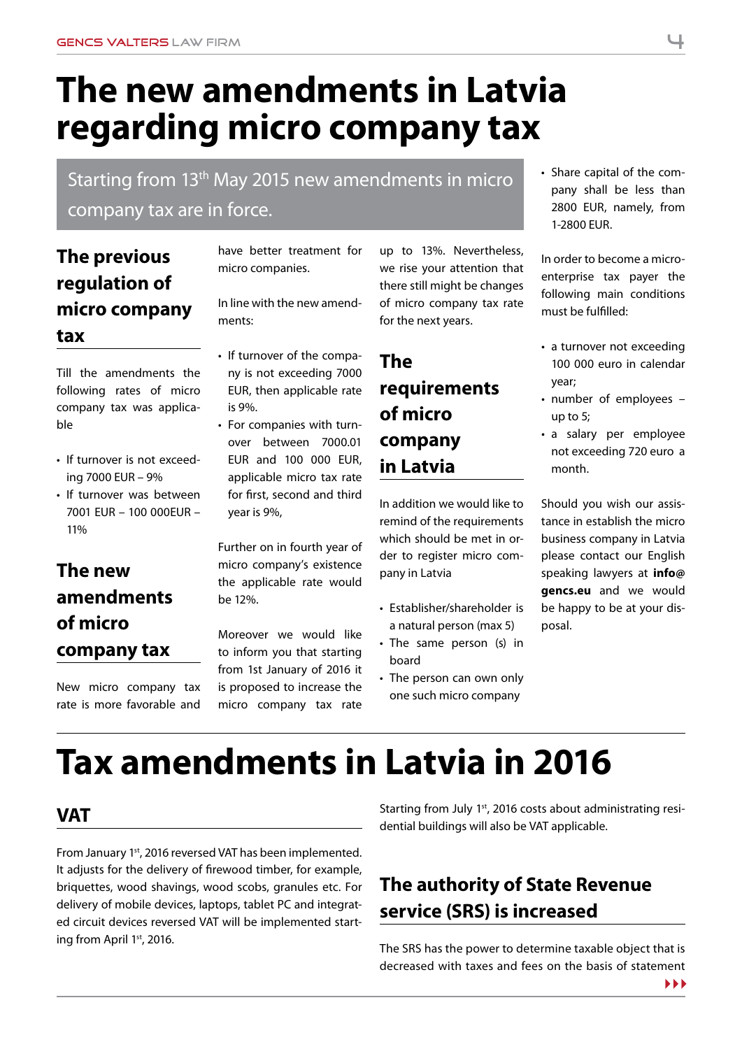# The new amendments in Latvia regarding micro company tax

Starting from 13th May 2015 new amendments in micro company tax are in force.

## The previous regulation of micro company tax

Till the amendments the following rates of micro company tax was applicable

- If turnover is not exceeding 7000 EUR – 9%
- If turnover was between 7001 EUR – 100 000EUR – 11%

## The new amendments of micro company tax

New micro company tax rate is more favorable and have better treatment for micro companies.

In line with the new amendments:

- If turnover of the company is not exceeding 7000 EUR, then applicable rate is 9%.
- For companies with turnover between 7000.01 EUR and 100 000 EUR, applicable micro tax rate for first, second and third year is 9%,

Further on in fourth year of micro company's existence the applicable rate would be 12%.

Moreover we would like to inform you that starting from 1st January of 2016 it is proposed to increase the micro company tax rate up to 13%. Nevertheless, we rise your attention that there still might be changes of micro company tax rate for the next years.

## The requirements of micro company in Latvia

In addition we would like to remind of the requirements which should be met in order to register micro company in Latvia

- Establisher/shareholder is a natural person (max 5)
- The same person (s) in board
- The person can own only one such micro company
- Share capital of the company shall be less than 2800 EUR, namely, from 1-2800 EUR.

In order to become a micro-enterprise tax payer the following main conditions must be fulfilled:

- a turnover not exceeding 100 000 euro in calendar year;
- number of employees – up to 5;
- a salary per employee not exceeding 720 euro a month.

Should you wish our assistance in establish the micro business company in Latvia please contact our English speaking lawyers at **info@gencs.eu** and we would be happy to be at your disposal.

# Tax amendments in Latvia in 2016

## VAT

From January 1st, 2016 reversed VAT has been implemented. It adjusts for the delivery of firewood timber, for example, briquettes, wood shavings, wood scobs, granules etc. For delivery of mobile devices, laptops, tablet PC and integrated circuit devices reversed VAT will be implemented starting from April 1st, 2016.

Starting from July 1st, 2016 costs about administrating residential buildings will also be VAT applicable.

## The authority of State Revenue service (SRS) is increased

The SRS has the power to determine taxable object that is decreased with taxes and fees on the basis of statement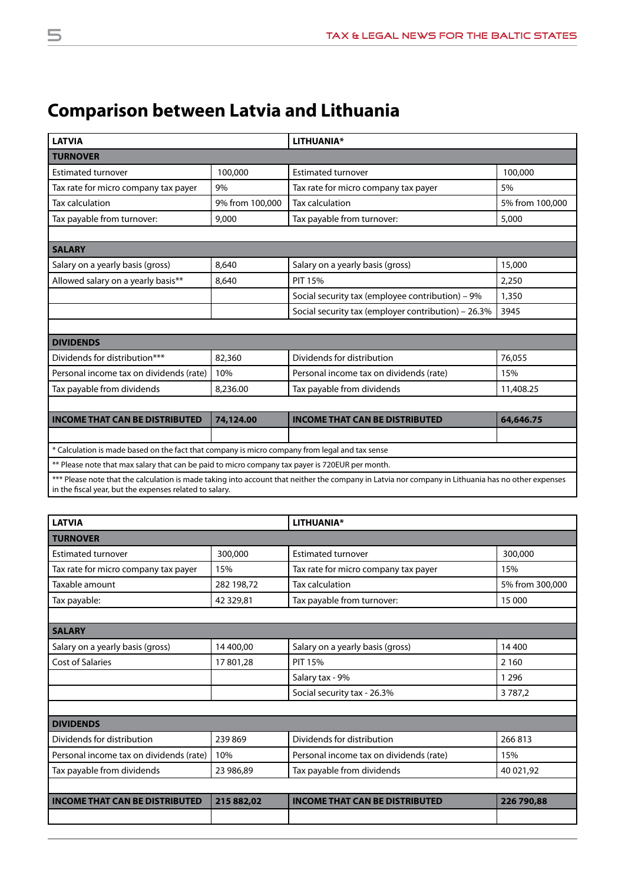# Comparison between Latvia and Lithuania

| LATVIA | | LITHUANIA* | |
|---|---|---|---|
| **TURNOVER** | | | |
| Estimated turnover | 100,000 | Estimated turnover | 100,000 |
| Tax rate for micro company tax payer | 9% | Tax rate for micro company tax payer | 5% |
| Tax calculation | 9% from 100,000 | Tax calculation | 5% from 100,000 |
| Tax payable from turnover: | 9,000 | Tax payable from turnover: | 5,000 |
| | | | |
| **SALARY** | | | |
| Salary on a yearly basis (gross) | 8,640 | Salary on a yearly basis (gross) | 15,000 |
| Allowed salary on a yearly basis** | 8,640 | PIT 15% | 2,250 |
| | | Social security tax (employee contribution) – 9% | 1,350 |
| | | Social security tax (employer contribution) – 26.3% | 3945 |
| | | | |
| **DIVIDENDS** | | | |
| Dividends for distribution*** | 82,360 | Dividends for distribution | 76,055 |
| Personal income tax on dividends (rate) | 10% | Personal income tax on dividends (rate) | 15% |
| Tax payable from dividends | 8,236.00 | Tax payable from dividends | 11,408.25 |
| | | | |
| **INCOME THAT CAN BE DISTRIBUTED** | **74,124.00** | **INCOME THAT CAN BE DISTRIBUTED** | **64,646.75** |
| | | | |
| * Calculation is made based on the fact that company is micro company from legal and tax sense | | | |
| ** Please note that max salary that can be paid to micro company tax payer is 720EUR per month. | | | |
| *** Please note that the calculation is made taking into account that neither the company in Latvia nor company in Lithuania has no other expenses in the fiscal year, but the expenses related to salary. | | | |

| LATVIA | | LITHUANIA* | |
|---|---|---|---|
| **TURNOVER** | | | |
| Estimated turnover | 300,000 | Estimated turnover | 300,000 |
| Tax rate for micro company tax payer | 15% | Tax rate for micro company tax payer | 15% |
| Taxable amount | 282 198,72 | Tax calculation | 5% from 300,000 |
| Tax payable: | 42 329,81 | Tax payable from turnover: | 15 000 |
| | | | |
| **SALARY** | | | |
| Salary on a yearly basis (gross) | 14 400,00 | Salary on a yearly basis (gross) | 14 400 |
| Cost of Salaries | 17 801,28 | PIT 15% | 2 160 |
| | | Salary tax - 9% | 1 296 |
| | | Social security tax - 26.3% | 3 787,2 |
| | | | |
| **DIVIDENDS** | | | |
| Dividends for distribution | 239 869 | Dividends for distribution | 266 813 |
| Personal income tax on dividends (rate) | 10% | Personal income tax on dividends (rate) | 15% |
| Tax payable from dividends | 23 986,89 | Tax payable from dividends | 40 021,92 |
| | | | |
| **INCOME THAT CAN BE DISTRIBUTED** | **215 882,02** | **INCOME THAT CAN BE DISTRIBUTED** | **226 790,88** |
| | | | |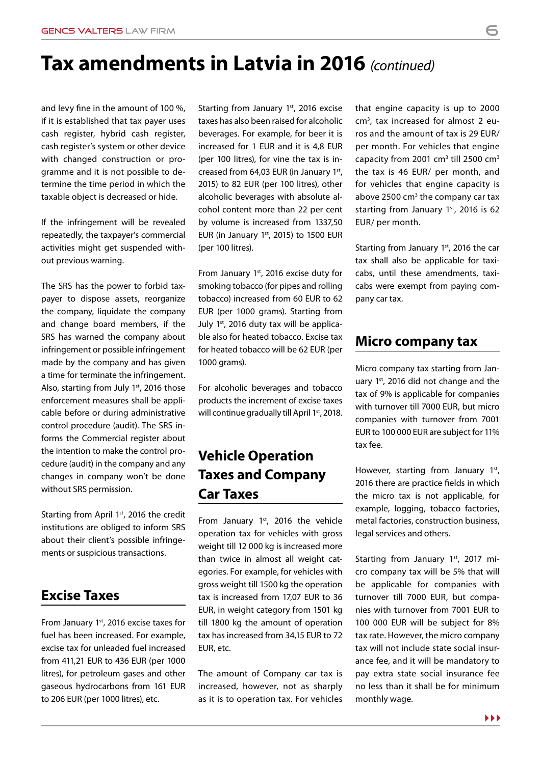# Tax amendments in Latvia in 2016 *(continued)*

and levy fine in the amount of 100 %, if it is established that tax payer uses cash register, hybrid cash register, cash register's system or other device with changed construction or programme and it is not possible to determine the time period in which the taxable object is decreased or hide.

If the infringement will be revealed repeatedly, the taxpayer's commercial activities might get suspended without previous warning.

The SRS has the power to forbid taxpayer to dispose assets, reorganize the company, liquidate the company and change board members, if the SRS has warned the company about infringement or possible infringement made by the company and has given a time for terminate the infringement. Also, starting from July 1st, 2016 those enforcement measures shall be applicable before or during administrative control procedure (audit). The SRS informs the Commercial register about the intention to make the control procedure (audit) in the company and any changes in company won't be done without SRS permission.

Starting from April 1st, 2016 the credit institutions are obliged to inform SRS about their client's possible infringements or suspicious transactions.

## Excise Taxes

From January 1st, 2016 excise taxes for fuel has been increased. For example, excise tax for unleaded fuel increased from 411,21 EUR to 436 EUR (per 1000 litres), for petroleum gases and other gaseous hydrocarbons from 161 EUR to 206 EUR (per 1000 litres), etc.

Starting from January 1st, 2016 excise taxes has also been raised for alcoholic beverages. For example, for beer it is increased for 1 EUR and it is 4,8 EUR (per 100 litres), for vine the tax is increased from 64,03 EUR (in January 1st, 2015) to 82 EUR (per 100 litres), other alcoholic beverages with absolute alcohol content more than 22 per cent by volume is increased from 1337,50 EUR (in January 1st, 2015) to 1500 EUR (per 100 litres).

From January 1st, 2016 excise duty for smoking tobacco (for pipes and rolling tobacco) increased from 60 EUR to 62 EUR (per 1000 grams). Starting from July 1st, 2016 duty tax will be applicable also for heated tobacco. Excise tax for heated tobacco will be 62 EUR (per 1000 grams).

For alcoholic beverages and tobacco products the increment of excise taxes will continue gradually till April 1st, 2018.

## Vehicle Operation Taxes and Company Car Taxes

From January 1st, 2016 the vehicle operation tax for vehicles with gross weight till 12 000 kg is increased more than twice in almost all weight categories. For example, for vehicles with gross weight till 1500 kg the operation tax is increased from 17,07 EUR to 36 EUR, in weight category from 1501 kg till 1800 kg the amount of operation tax has increased from 34,15 EUR to 72 EUR, etc.

The amount of Company car tax is increased, however, not as sharply as it is to operation tax. For vehicles that engine capacity is up to 2000 $cm^3$, tax increased for almost 2 euros and the amount of tax is 29 EUR/ per month. For vehicles that engine capacity from 2001 $cm^3$ till 2500 $cm^3$ the tax is 46 EUR/ per month, and for vehicles that engine capacity is above 2500 $cm^3$ the company car tax starting from January 1st, 2016 is 62 EUR/ per month.

Starting from January 1st, 2016 the car tax shall also be applicable for taxicabs, until these amendments, taxicabs were exempt from paying company car tax.

## Micro company tax

Micro company tax starting from January 1st, 2016 did not change and the tax of 9% is applicable for companies with turnover till 7000 EUR, but micro companies with turnover from 7001 EUR to 100 000 EUR are subject for 11% tax fee.

However, starting from January 1st, 2016 there are practice fields in which the micro tax is not applicable, for example, logging, tobacco factories, metal factories, construction business, legal services and others.

Starting from January 1st, 2017 micro company tax will be 5% that will be applicable for companies with turnover till 7000 EUR, but companies with turnover from 7001 EUR to 100 000 EUR will be subject for 8% tax rate. However, the micro company tax will not include state social insurance fee, and it will be mandatory to pay extra state social insurance fee no less than it shall be for minimum monthly wage.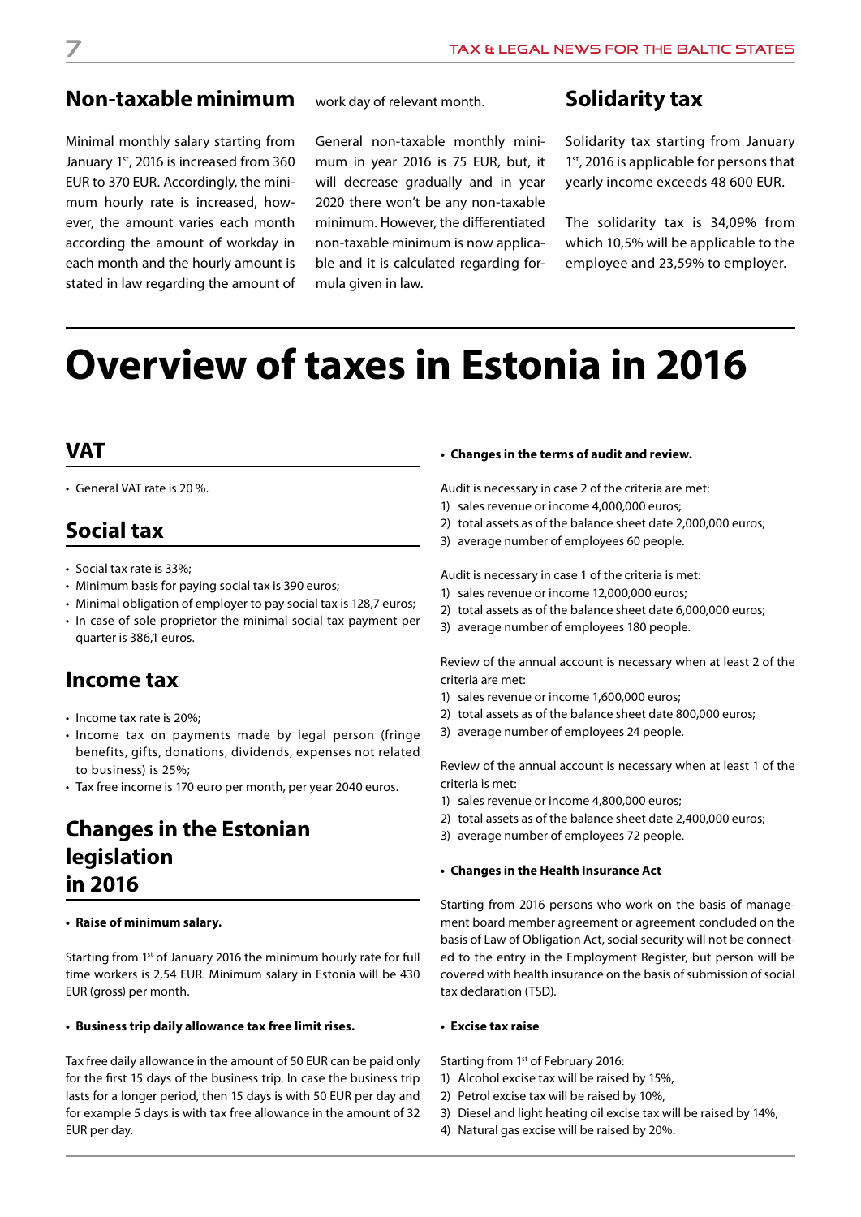## Non-taxable minimum

Minimal monthly salary starting from January 1st, 2016 is increased from 360 EUR to 370 EUR. Accordingly, the minimum hourly rate is increased, however, the amount varies each month according the amount of workday in each month and the hourly amount is stated in law regarding the amount of work day of relevant month.

General non-taxable monthly minimum in year 2016 is 75 EUR, but, it will decrease gradually and in year 2020 there won't be any non-taxable minimum. However, the differentiated non-taxable minimum is now applicable and it is calculated regarding formula given in law.

## Solidarity tax

Solidarity tax starting from January 1st, 2016 is applicable for persons that yearly income exceeds 48 600 EUR.

The solidarity tax is 34,09% from which 10,5% will be applicable to the employee and 23,59% to employer.

# Overview of taxes in Estonia in 2016

## VAT

- General VAT rate is 20 %.

## Social tax

- Social tax rate is 33%;
- Minimum basis for paying social tax is 390 euros;
- Minimal obligation of employer to pay social tax is 128,7 euros;
- In case of sole proprietor the minimal social tax payment per quarter is 386,1 euros.

## Income tax

- Income tax rate is 20%;
- Income tax on payments made by legal person (fringe benefits, gifts, donations, dividends, expenses not related to business) is 25%;
- Tax free income is 170 euro per month, per year 2040 euros.

## Changes in the Estonian legislation in 2016

- **Raise of minimum salary.**

Starting from 1st of January 2016 the minimum hourly rate for full time workers is 2,54 EUR. Minimum salary in Estonia will be 430 EUR (gross) per month.

- **Business trip daily allowance tax free limit rises.**

Tax free daily allowance in the amount of 50 EUR can be paid only for the first 15 days of the business trip. In case the business trip lasts for a longer period, then 15 days is with 50 EUR per day and for example 5 days is with tax free allowance in the amount of 32 EUR per day.

- **Changes in the terms of audit and review.**

Audit is necessary in case 2 of the criteria are met:

1) sales revenue or income 4,000,000 euros;
2) total assets as of the balance sheet date 2,000,000 euros;
3) average number of employees 60 people.

Audit is necessary in case 1 of the criteria is met:

1) sales revenue or income 12,000,000 euros;
2) total assets as of the balance sheet date 6,000,000 euros;
3) average number of employees 180 people.

Review of the annual account is necessary when at least 2 of the criteria are met:

1) sales revenue or income 1,600,000 euros;
2) total assets as of the balance sheet date 800,000 euros;
3) average number of employees 24 people.

Review of the annual account is necessary when at least 1 of the criteria is met:

1) sales revenue or income 4,800,000 euros;
2) total assets as of the balance sheet date 2,400,000 euros;
3) average number of employees 72 people.

- **Changes in the Health Insurance Act**

Starting from 2016 persons who work on the basis of management board member agreement or agreement concluded on the basis of Law of Obligation Act, social security will not be connected to the entry in the Employment Register, but person will be covered with health insurance on the basis of submission of social tax declaration (TSD).

- **Excise tax raise**

Starting from 1st of February 2016:

1) Alcohol excise tax will be raised by 15%,
2) Petrol excise tax will be raised by 10%,
3) Diesel and light heating oil excise tax will be raised by 14%,
4) Natural gas excise will be raised by 20%.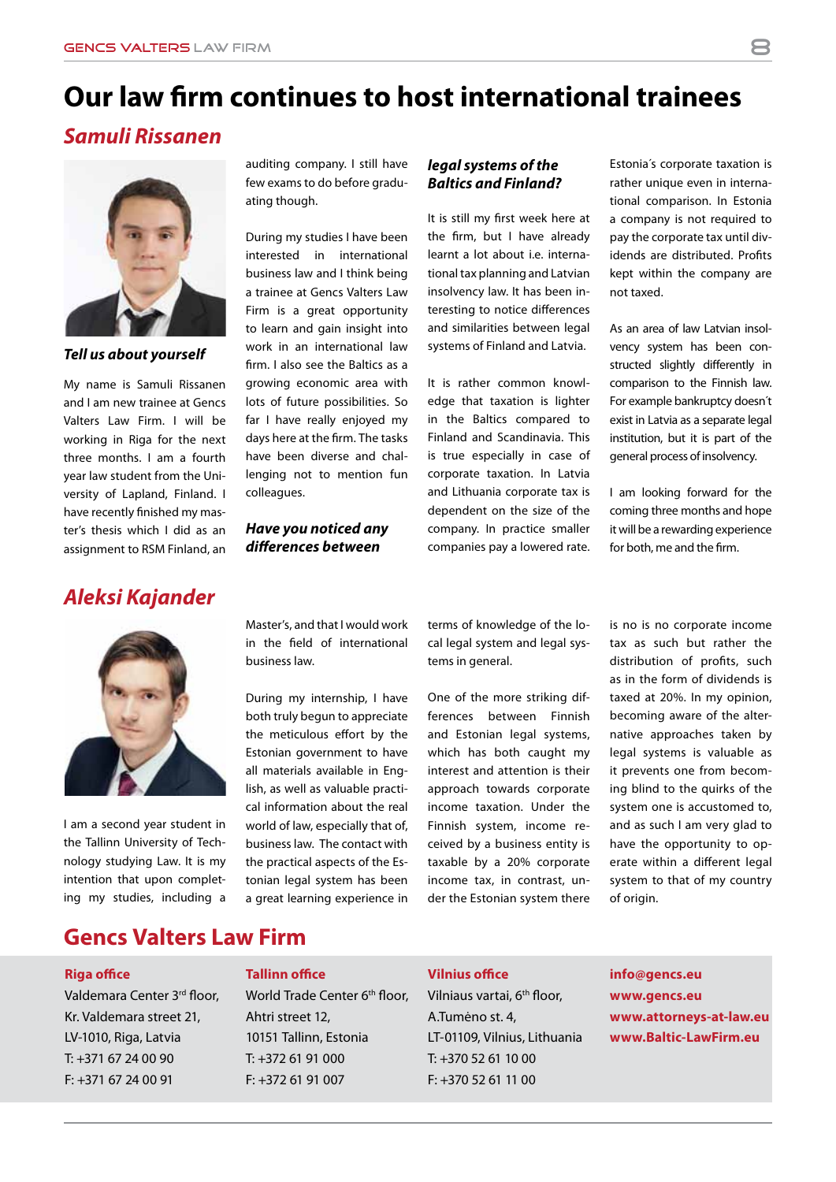# Our law firm continues to host international trainees

## Samuli Rissanen

***Tell us about yourself***

My name is Samuli Rissanen and I am new trainee at Gencs Valters Law Firm. I will be working in Riga for the next three months. I am a fourth year law student from the University of Lapland, Finland. I have recently finished my master's thesis which I did as an assignment to RSM Finland, an auditing company. I still have few exams to do before graduating though.

During my studies I have been interested in international business law and I think being a trainee at Gencs Valters Law Firm is a great opportunity to learn and gain insight into work in an international law firm. I also see the Baltics as a growing economic area with lots of future possibilities. So far I have really enjoyed my days here at the firm. The tasks have been diverse and challenging not to mention fun colleagues.

***Have you noticed any differences between legal systems of the Baltics and Finland?***

It is still my first week here at the firm, but I have already learnt a lot about i.e. international tax planning and Latvian insolvency law. It has been interesting to notice differences and similarities between legal systems of Finland and Latvia.

It is rather common knowledge that taxation is lighter in the Baltics compared to Finland and Scandinavia. This is true especially in case of corporate taxation. In Latvia and Lithuania corporate tax is dependent on the size of the company. In practice smaller companies pay a lowered rate. Estonia´s corporate taxation is rather unique even in international comparison. In Estonia a company is not required to pay the corporate tax until dividends are distributed. Profits kept within the company are not taxed.

As an area of law Latvian insolvency system has been constructed slightly differently in comparison to the Finnish law. For example bankruptcy doesn´t exist in Latvia as a separate legal institution, but it is part of the general process of insolvency.

I am looking forward for the coming three months and hope it will be a rewarding experience for both, me and the firm.

## Aleksi Kajander

I am a second year student in the Tallinn University of Technology studying Law. It is my intention that upon completing my studies, including a Master's, and that I would work in the field of international business law.

During my internship, I have both truly begun to appreciate the meticulous effort by the Estonian government to have all materials available in English, as well as valuable practical information about the real world of law, especially that of, business law. The contact with the practical aspects of the Estonian legal system has been a great learning experience in terms of knowledge of the local legal system and legal systems in general.

One of the more striking differences between Finnish and Estonian legal systems, which has both caught my interest and attention is their approach towards corporate income taxation. Under the Finnish system, income received by a business entity is taxable by a 20% corporate income tax, in contrast, under the Estonian system there is no corporate income tax as such but rather the distribution of profits, such as in the form of dividends is taxed at 20%. In my opinion, becoming aware of the alternative approaches taken by legal systems is valuable as it prevents one from becoming blind to the quirks of the system one is accustomed to, and as such I am very glad to have the opportunity to operate within a different legal system to that of my country of origin.

## Gencs Valters Law Firm

**Riga office**
Valdemara Center 3rd floor,
Kr. Valdemara street 21,
LV-1010, Riga, Latvia
T: +371 67 24 00 90
F: +371 67 24 00 91

**Tallinn office**
World Trade Center 6th floor,
Ahtri street 12,
10151 Tallinn, Estonia
T: +372 61 91 000
F: +372 61 91 007

**Vilnius office**
Vilniaus vartai, 6th floor,
A.Tumėno st. 4,
LT-01109, Vilnius, Lithuania
T: +370 52 61 10 00
F: +370 52 61 11 00

**info@gencs.eu**
**www.gencs.eu**
**www.attorneys-at-law.eu**
**www.Baltic-LawFirm.eu**